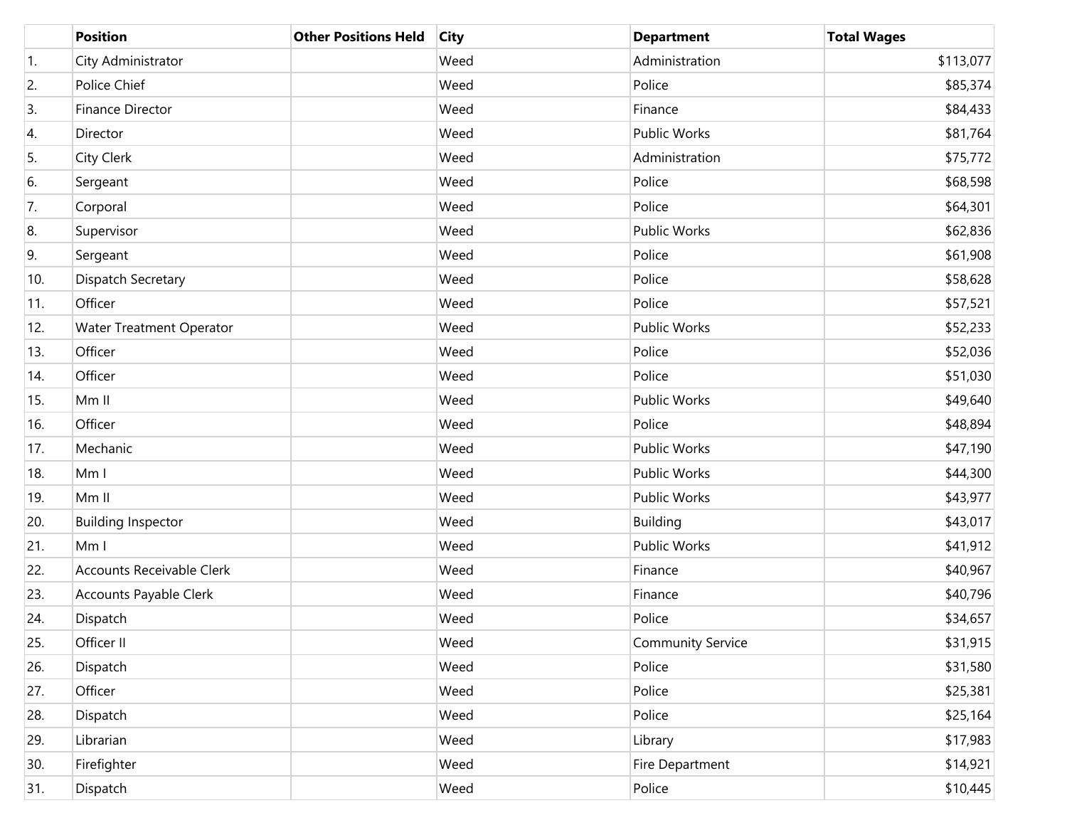| | Position | Other Positions Held | City | Department | Total Wages |
|---|---|---|---|---|---|
| 1. | City Administrator | | Weed | Administration | $113,077 |
| 2. | Police Chief | | Weed | Police | $85,374 |
| 3. | Finance Director | | Weed | Finance | $84,433 |
| 4. | Director | | Weed | Public Works | $81,764 |
| 5. | City Clerk | | Weed | Administration | $75,772 |
| 6. | Sergeant | | Weed | Police | $68,598 |
| 7. | Corporal | | Weed | Police | $64,301 |
| 8. | Supervisor | | Weed | Public Works | $62,836 |
| 9. | Sergeant | | Weed | Police | $61,908 |
| 10. | Dispatch Secretary | | Weed | Police | $58,628 |
| 11. | Officer | | Weed | Police | $57,521 |
| 12. | Water Treatment Operator | | Weed | Public Works | $52,233 |
| 13. | Officer | | Weed | Police | $52,036 |
| 14. | Officer | | Weed | Police | $51,030 |
| 15. | Mm II | | Weed | Public Works | $49,640 |
| 16. | Officer | | Weed | Police | $48,894 |
| 17. | Mechanic | | Weed | Public Works | $47,190 |
| 18. | Mm I | | Weed | Public Works | $44,300 |
| 19. | Mm II | | Weed | Public Works | $43,977 |
| 20. | Building Inspector | | Weed | Building | $43,017 |
| 21. | Mm I | | Weed | Public Works | $41,912 |
| 22. | Accounts Receivable Clerk | | Weed | Finance | $40,967 |
| 23. | Accounts Payable Clerk | | Weed | Finance | $40,796 |
| 24. | Dispatch | | Weed | Police | $34,657 |
| 25. | Officer II | | Weed | Community Service | $31,915 |
| 26. | Dispatch | | Weed | Police | $31,580 |
| 27. | Officer | | Weed | Police | $25,381 |
| 28. | Dispatch | | Weed | Police | $25,164 |
| 29. | Librarian | | Weed | Library | $17,983 |
| 30. | Firefighter | | Weed | Fire Department | $14,921 |
| 31. | Dispatch | | Weed | Police | $10,445 |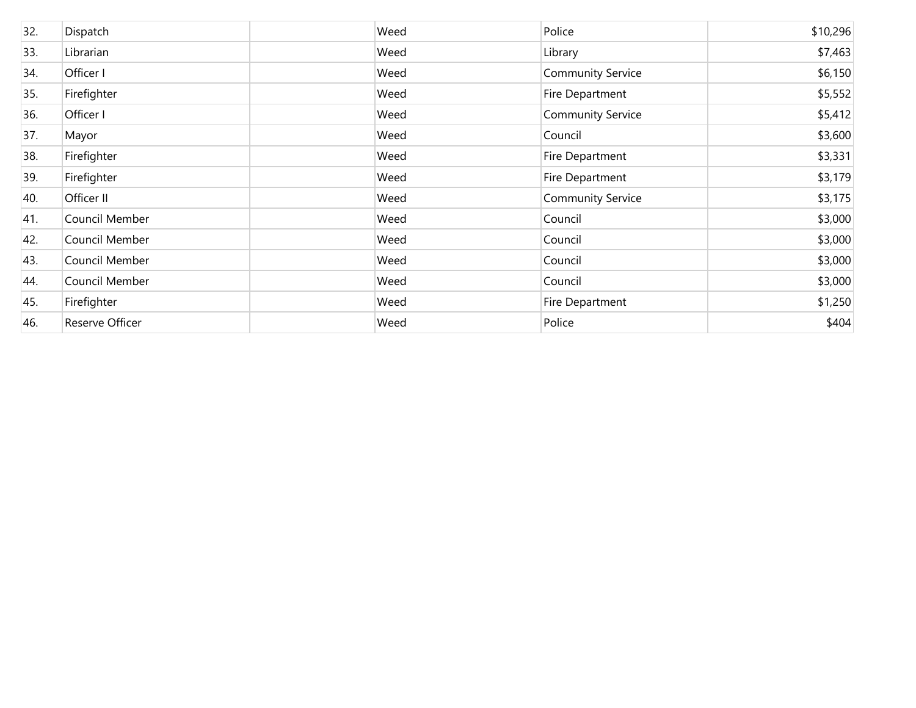| | | | | | |
|---|---|---|---|---|---|
| 32. | Dispatch | | Weed | Police | $10,296 |
| 33. | Librarian | | Weed | Library | $7,463 |
| 34. | Officer I | | Weed | Community Service | $6,150 |
| 35. | Firefighter | | Weed | Fire Department | $5,552 |
| 36. | Officer I | | Weed | Community Service | $5,412 |
| 37. | Mayor | | Weed | Council | $3,600 |
| 38. | Firefighter | | Weed | Fire Department | $3,331 |
| 39. | Firefighter | | Weed | Fire Department | $3,179 |
| 40. | Officer II | | Weed | Community Service | $3,175 |
| 41. | Council Member | | Weed | Council | $3,000 |
| 42. | Council Member | | Weed | Council | $3,000 |
| 43. | Council Member | | Weed | Council | $3,000 |
| 44. | Council Member | | Weed | Council | $3,000 |
| 45. | Firefighter | | Weed | Fire Department | $1,250 |
| 46. | Reserve Officer | | Weed | Police | $404 |